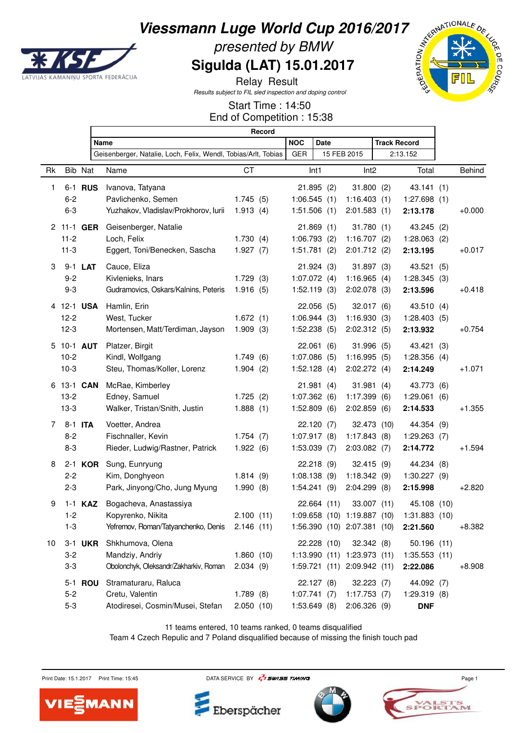# Viessmann Luge World Cup 2016/2017

*presented by BMW*

## Sigulda (LAT) 15.01.2017

Relay Result

*Results subject to FIL sled inspection and doping control*

Start Time : 14:50

End of Competition : 15:38

| Record | | | |
|---|---|---|---|
| **Name** | **NOC** | **Date** | **Track Record** |
| Geisenberger, Natalie, Loch, Felix, Wendl, Tobias/Arlt, Tobias | GER | 15 FEB 2015 | 2:13.152 |

| Rk | Bib | Nat | Name | CT | Int1 | Int2 | Total | Behind |
|---|---|---|---|---|---|---|---|---|
| 1 | 6-1 | **RUS** | Ivanova, Tatyana | | 21.895 (2) | 31.800 (2) | 43.141 (1) | |
| | 6-2 | | Pavlichenko, Semen | 1.745 (5) | 1:06.545 (1) | 1:16.403 (1) | 1:27.698 (1) | |
| | 6-3 | | Yuzhakov, Vladislav/Prokhorov, Iurii | 1.913 (4) | 1:51.506 (1) | 2:01.583 (1) | **2:13.178** | +0.000 |
| 2 | 11-1 | **GER** | Geisenberger, Natalie | | 21.869 (1) | 31.780 (1) | 43.245 (2) | |
| | 11-2 | | Loch, Felix | 1.730 (4) | 1:06.793 (2) | 1:16.707 (2) | 1:28.063 (2) | |
| | 11-3 | | Eggert, Toni/Benecken, Sascha | 1.927 (7) | 1:51.781 (2) | 2:01.712 (2) | **2:13.195** | +0.017 |
| 3 | 9-1 | **LAT** | Cauce, Eliza | | 21.924 (3) | 31.897 (3) | 43.521 (5) | |
| | 9-2 | | Kivlenieks, Inars | 1.729 (3) | 1:07.072 (4) | 1:16.965 (4) | 1:28.345 (3) | |
| | 9-3 | | Gudramovics, Oskars/Kalnins, Peteris | 1.916 (5) | 1:52.119 (3) | 2:02.078 (3) | **2:13.596** | +0.418 |
| 4 | 12-1 | **USA** | Hamlin, Erin | | 22.056 (5) | 32.017 (6) | 43.510 (4) | |
| | 12-2 | | West, Tucker | 1.672 (1) | 1:06.944 (3) | 1:16.930 (3) | 1:28.403 (5) | |
| | 12-3 | | Mortensen, Matt/Terdiman, Jayson | 1.909 (3) | 1:52.238 (5) | 2:02.312 (5) | **2:13.932** | +0.754 |
| 5 | 10-1 | **AUT** | Platzer, Birgit | | 22.061 (6) | 31.996 (5) | 43.421 (3) | |
| | 10-2 | | Kindl, Wolfgang | 1.749 (6) | 1:07.086 (5) | 1:16.995 (5) | 1:28.356 (4) | |
| | 10-3 | | Steu, Thomas/Koller, Lorenz | 1.904 (2) | 1:52.128 (4) | 2:02.272 (4) | **2:14.249** | +1.071 |
| 6 | 13-1 | **CAN** | McRae, Kimberley | | 21.981 (4) | 31.981 (4) | 43.773 (6) | |
| | 13-2 | | Edney, Samuel | 1.725 (2) | 1:07.362 (6) | 1:17.399 (6) | 1:29.061 (6) | |
| | 13-3 | | Walker, Tristan/Snith, Justin | 1.888 (1) | 1:52.809 (6) | 2:02.859 (6) | **2:14.533** | +1.355 |
| 7 | 8-1 | **ITA** | Voetter, Andrea | | 22.120 (7) | 32.473 (10) | 44.354 (9) | |
| | 8-2 | | Fischnaller, Kevin | 1.754 (7) | 1:07.917 (8) | 1:17.843 (8) | 1:29.263 (7) | |
| | 8-3 | | Rieder, Ludwig/Rastner, Patrick | 1.922 (6) | 1:53.039 (7) | 2:03.082 (7) | **2:14.772** | +1.594 |
| 8 | 2-1 | **KOR** | Sung, Eunryung | | 22.218 (9) | 32.415 (9) | 44.234 (8) | |
| | 2-2 | | Kim, Donghyeon | 1.814 (9) | 1:08.138 (9) | 1:18.342 (9) | 1:30.227 (9) | |
| | 2-3 | | Park, Jinyong/Cho, Jung Myung | 1.990 (8) | 1:54.241 (9) | 2:04.299 (8) | **2:15.998** | +2.820 |
| 9 | 1-1 | **KAZ** | Bogacheva, Anastassiya | | 22.664 (11) | 33.007 (11) | 45.108 (10) | |
| | 1-2 | | Kopyrenko, Nikita | 2.100 (11) | 1:09.658 (10) | 1:19.887 (10) | 1:31.883 (10) | |
| | 1-3 | | Yefremov, Roman/Tatyanchenko, Denis | 2.146 (11) | 1:56.390 (10) | 2:07.381 (10) | **2:21.560** | +8.382 |
| 10 | 3-1 | **UKR** | Shkhumova, Olena | | 22.228 (10) | 32.342 (8) | 50.196 (11) | |
| | 3-2 | | Mandziy, Andriy | 1.860 (10) | 1:13.990 (11) | 1:23.973 (11) | 1:35.553 (11) | |
| | 3-3 | | Obolonchyk, Oleksandr/Zakharkiv, Roman | 2.034 (9) | 1:59.721 (11) | 2:09.942 (11) | **2:22.086** | +8.908 |
| | 5-1 | **ROU** | Stramaturaru, Raluca | | 22.127 (8) | 32.223 (7) | 44.092 (7) | |
| | 5-2 | | Cretu, Valentin | 1.789 (8) | 1:07.741 (7) | 1:17.753 (7) | 1:29.319 (8) | |
| | 5-3 | | Atodiresei, Cosmin/Musei, Stefan | 2.050 (10) | 1:53.649 (8) | 2:06.326 (9) | **DNF** | |

11 teams entered, 10 teams ranked, 0 teams disqualified

Team 4 Czech Repulic and 7 Poland disqualified because of missing the finish touch pad

Print Date: 15.1.2017 Print Time: 15:45 DATA SERVICE BY SWISS TIMING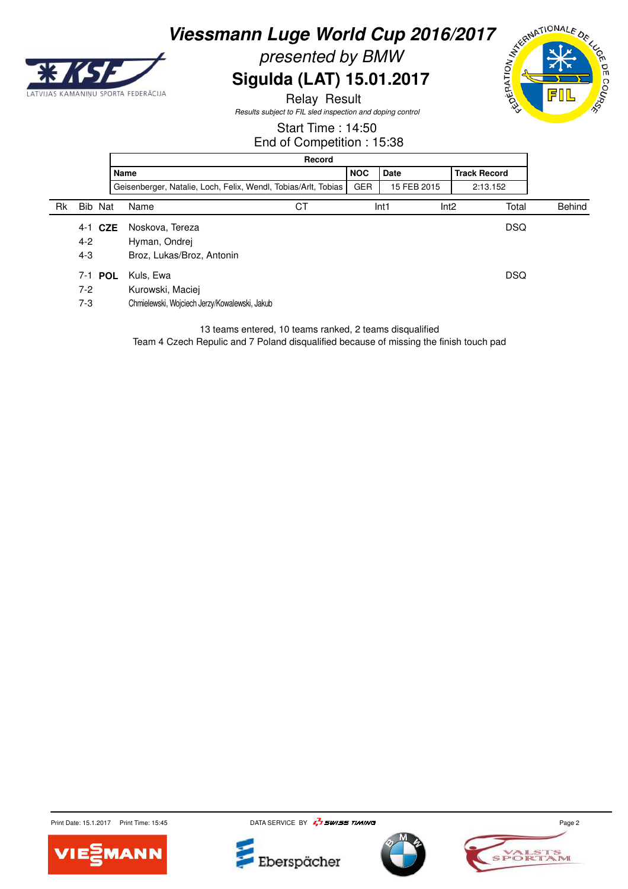# Viessmann Luge World Cup 2016/2017

*presented by BMW*

## Sigulda (LAT) 15.01.2017

Relay Result

*Results subject to FIL sled inspection and doping control*

Start Time : 14:50

End of Competition : 15:38

| Record | | | |
|---|---|---|---|
| **Name** | **NOC** | **Date** | **Track Record** |
| Geisenberger, Natalie, Loch, Felix, Wendl, Tobias/Arlt, Tobias | GER | 15 FEB 2015 | 2:13.152 |

| Rk | Bib | Nat | Name | CT | Int1 | Int2 | Total | Behind |
|---|---|---|---|---|---|---|---|---|
| | 4-1 | **CZE** | Noskova, Tereza | | | | DSQ | |
| | 4-2 | | Hyman, Ondrej | | | | | |
| | 4-3 | | Broz, Lukas/Broz, Antonin | | | | | |
| | 7-1 | **POL** | Kuls, Ewa | | | | DSQ | |
| | 7-2 | | Kurowski, Maciej | | | | | |
| | 7-3 | | Chmielewski, Wojciech Jerzy/Kowalewski, Jakub | | | | | |

13 teams entered, 10 teams ranked, 2 teams disqualified

Team 4 Czech Repulic and 7 Poland disqualified because of missing the finish touch pad

Print Date: 15.1.2017 Print Time: 15:45

DATA SERVICE BY SWISS TIMING